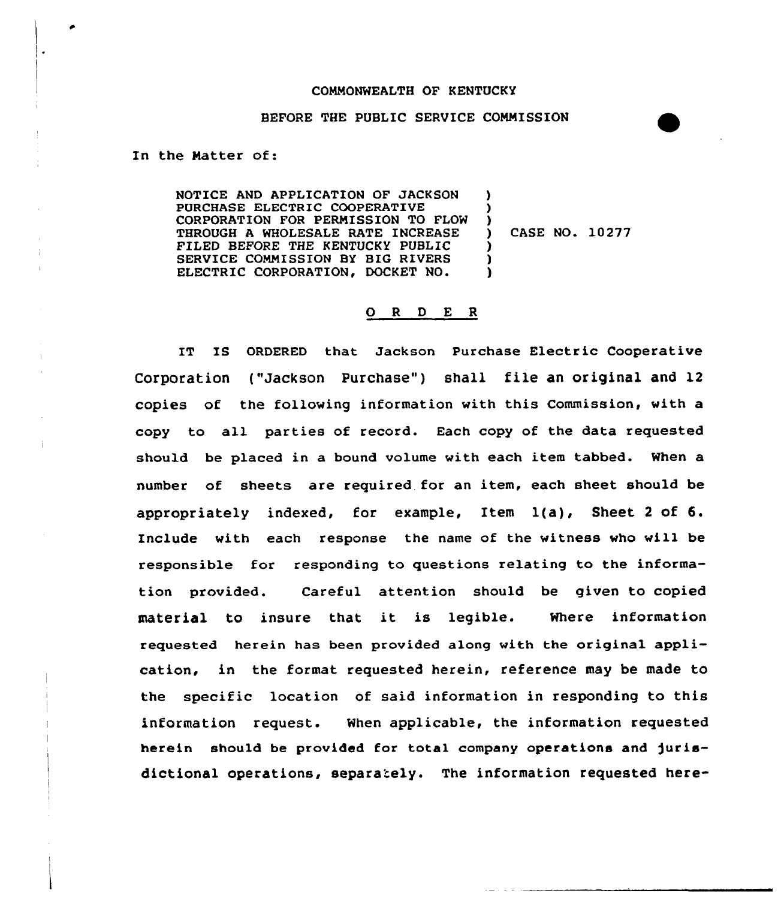COMMONWEALTH OF KENTUCKY

BEFORE THE PUBLIC SERVICE COMMISSION

In the Matter of:

| | | |
|---|---|---|
| NOTICE AND APPLICATION OF JACKSON PURCHASE ELECTRIC COOPERATIVE CORPORATION FOR PERMISSION TO FLOW THROUGH A WHOLESALE RATE INCREASE FILED BEFORE THE KENTUCKY PUBLIC SERVICE COMMISSION BY BIG RIVERS ELECTRIC CORPORATION, DOCKET NO. | ) | CASE NO. 10277 |

## O R D E R

IT IS ORDERED that Jackson Purchase Electric Cooperative Corporation ("Jackson Purchase") shall file an original and 12 copies of the following information with this Commission, with a copy to all parties of record. Each copy of the data requested should be placed in a bound volume with each item tabbed. When a number of sheets are required for an item, each sheet should be appropriately indexed, for example, Item 1(a), Sheet 2 of 6. Include with each response the name of the witness who will be responsible for responding to questions relating to the information provided. Careful attention should be given to copied material to insure that it is legible. Where information requested herein has been provided along with the original application, in the format requested herein, reference may be made to the specific location of said information in responding to this information request. When applicable, the information requested herein should be provided for total company operations and jurisdictional operations, separately. The information requested here-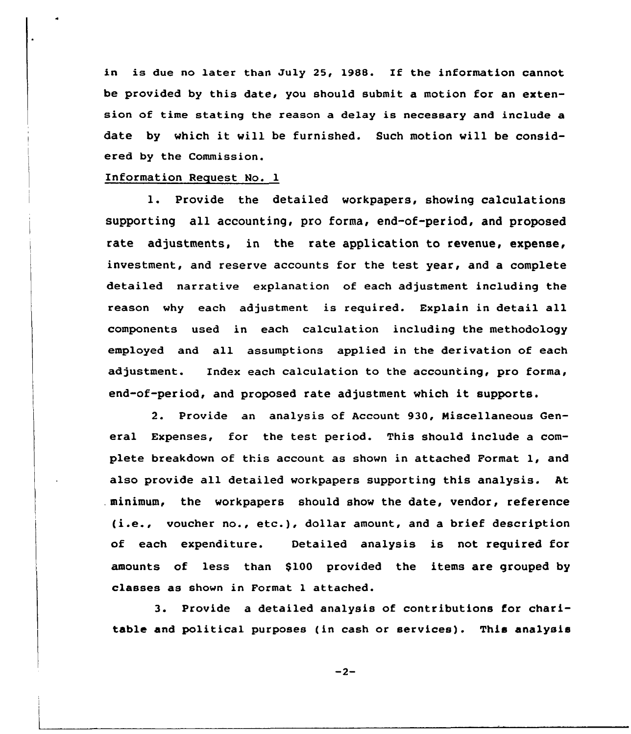in is due no later than July 25, 1988. If the information cannot be provided by this date, you should submit a motion for an extension of time stating the reason a delay is necessary and include a date by which it will be furnished. Such motion will be considered by the Commission.

Information Request No. 1

1. Provide the detailed workpapers, showing calculations supporting all accounting, pro forma, end-of-period, and proposed rate adjustments, in the rate application to revenue, expense, investment, and reserve accounts for the test year, and a complete detailed narrative explanation of each adjustment including the reason why each adjustment is required. Explain in detail all components used in each calculation including the methodology employed and all assumptions applied in the derivation of each adjustment. Index each calculation to the accounting, pro forma, end-of-period, and proposed rate adjustment which it supports.

2. Provide an analysis of Account 930, Miscellaneous General Expenses, for the test period. This should include a complete breakdown of this account as shown in attached Format 1, and also provide all detailed workpapers supporting this analysis. At minimum, the workpapers should show the date, vendor, reference (i.e., voucher no., etc.), dollar amount, and a brief description of each expenditure. Detailed analysis is not required for amounts of less than $100 provided the items are grouped by classes as shown in Format 1 attached.

3. Provide a detailed analysis of contributions for charitable and political purposes (in cash or services). This analysis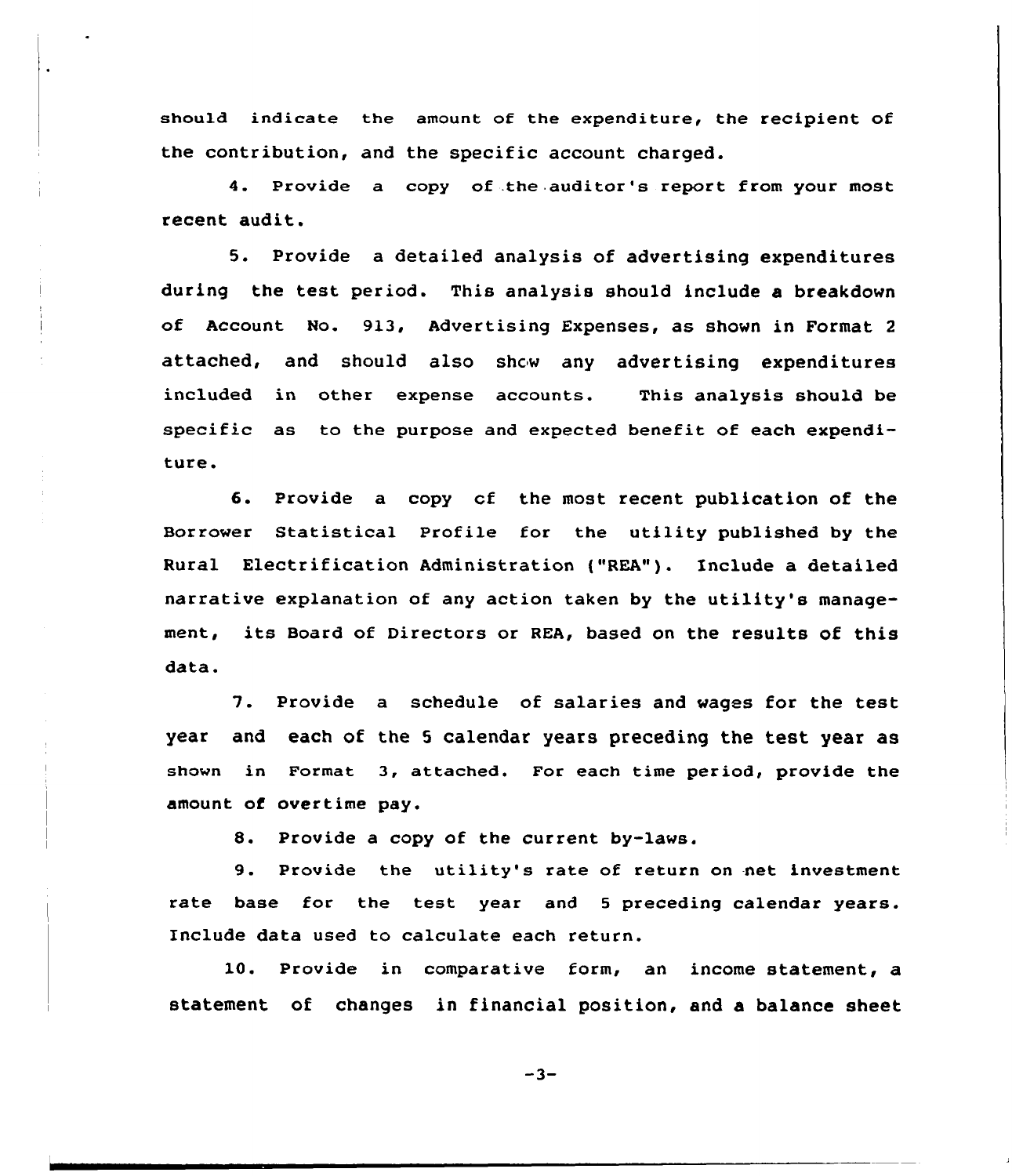should indicate the amount of the expenditure, the recipient of the contribution, and the specific account charged.

4. Provide a copy of the auditor's report from your most recent audit.

5. Provide a detailed analysis of advertising expenditures during the test period. This analysis should include a breakdown of Account No. 913, Advertising Expenses, as shown in Format 2 attached, and should also show any advertising expenditures included in other expense accounts. This analysis should be specific as to the purpose and expected benefit of each expenditure.

6. Provide a copy of the most recent publication of the Borrower Statistical Profile for the utility published by the Rural Electrification Administration ("REA"). Include a detailed narrative explanation of any action taken by the utility's management, its Board of Directors or REA, based on the results of this data.

7. Provide a schedule of salaries and wages for the test year and each of the 5 calendar years preceding the test year as shown in Format 3, attached. For each time period, provide the amount of overtime pay.

8. Provide a copy of the current by-laws.

9. Provide the utility's rate of return on net investment rate base for the test year and 5 preceding calendar years. Include data used to calculate each return.

10. Provide in comparative form, an income statement, a statement of changes in financial position, and a balance sheet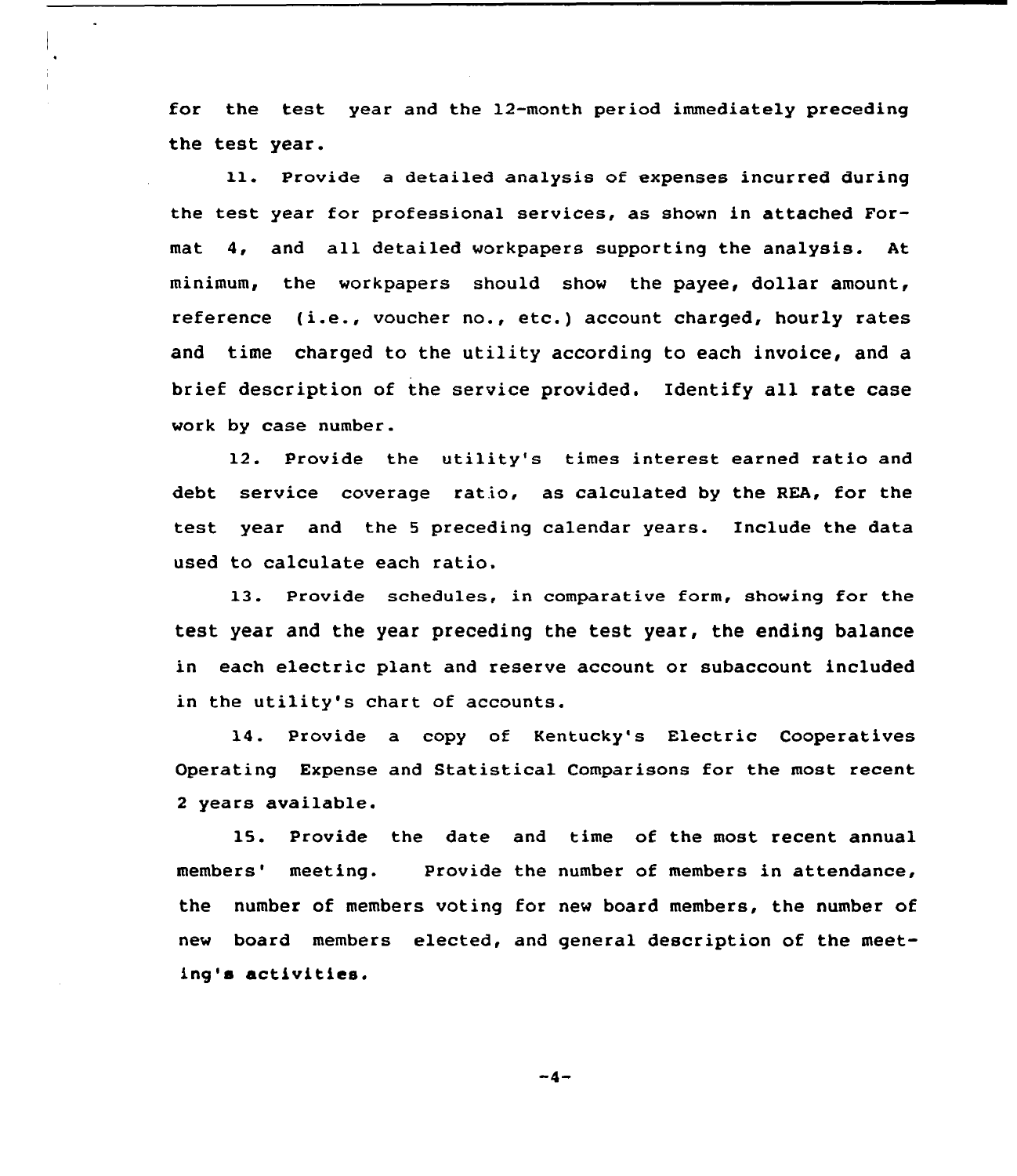for the test year and the 12-month period immediately preceding the test year.

11. Provide a detailed analysis of expenses incurred during the test year for professional services, as shown in attached Format 4, and all detailed workpapers supporting the analysis. At minimum, the workpapers should show the payee, dollar amount, reference (i.e., voucher no., etc.) account charged, hourly rates and time charged to the utility according to each invoice, and a brief description of the service provided. Identify all rate case work by case number.

12. Provide the utility's times interest earned ratio and debt service coverage ratio, as calculated by the REA, for the test year and the 5 preceding calendar years. Include the data used to calculate each ratio.

13. Provide schedules, in comparative form, showing for the test year and the year preceding the test year, the ending balance in each electric plant and reserve account or subaccount included in the utility's chart of accounts.

14. Provide a copy of Kentucky's Electric Cooperatives Operating Expense and Statistical Comparisons for the most recent 2 years available.

15. Provide the date and time of the most recent annual members' meeting. Provide the number of members in attendance, the number of members voting for new board members, the number of new board members elected, and general description of the meeting's activities.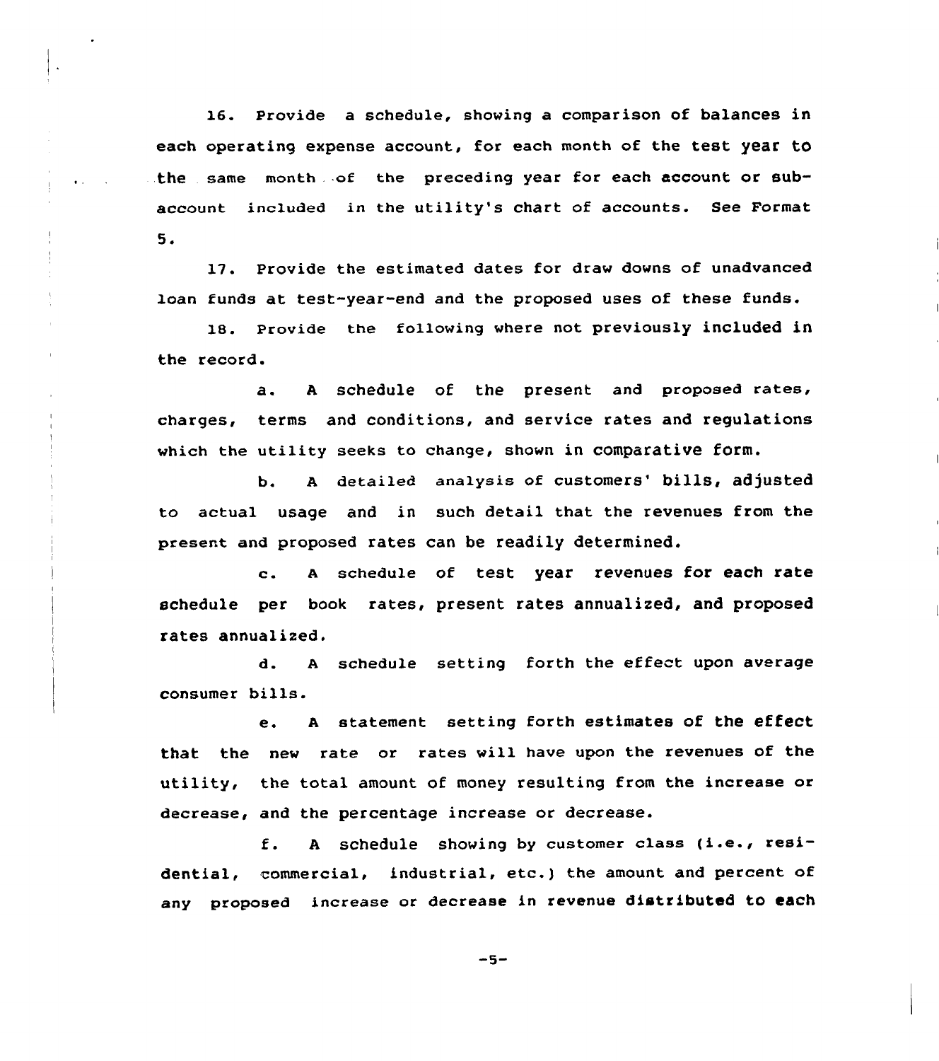16. Provide a schedule, showing a comparison of balances in each operating expense account, for each month of the test year to the same month of the preceding year for each account or sub-account included in the utility's chart of accounts. See Format 5.

17. Provide the estimated dates for draw downs of unadvanced loan funds at test-year-end and the proposed uses of these funds.

18. Provide the following where not previously included in the record.

a. A schedule of the present and proposed rates, charges, terms and conditions, and service rates and regulations which the utility seeks to change, shown in comparative form.

b. A detailed analysis of customers' bills, adjusted to actual usage and in such detail that the revenues from the present and proposed rates can be readily determined.

c. A schedule of test year revenues for each rate schedule per book rates, present rates annualized, and proposed rates annualized.

d. A schedule setting forth the effect upon average consumer bills.

e. A statement setting forth estimates of the effect that the new rate or rates will have upon the revenues of the utility, the total amount of money resulting from the increase or decrease, and the percentage increase or decrease.

f. A schedule showing by customer class (i.e., residential, commercial, industrial, etc.) the amount and percent of any proposed increase or decrease in revenue distributed to each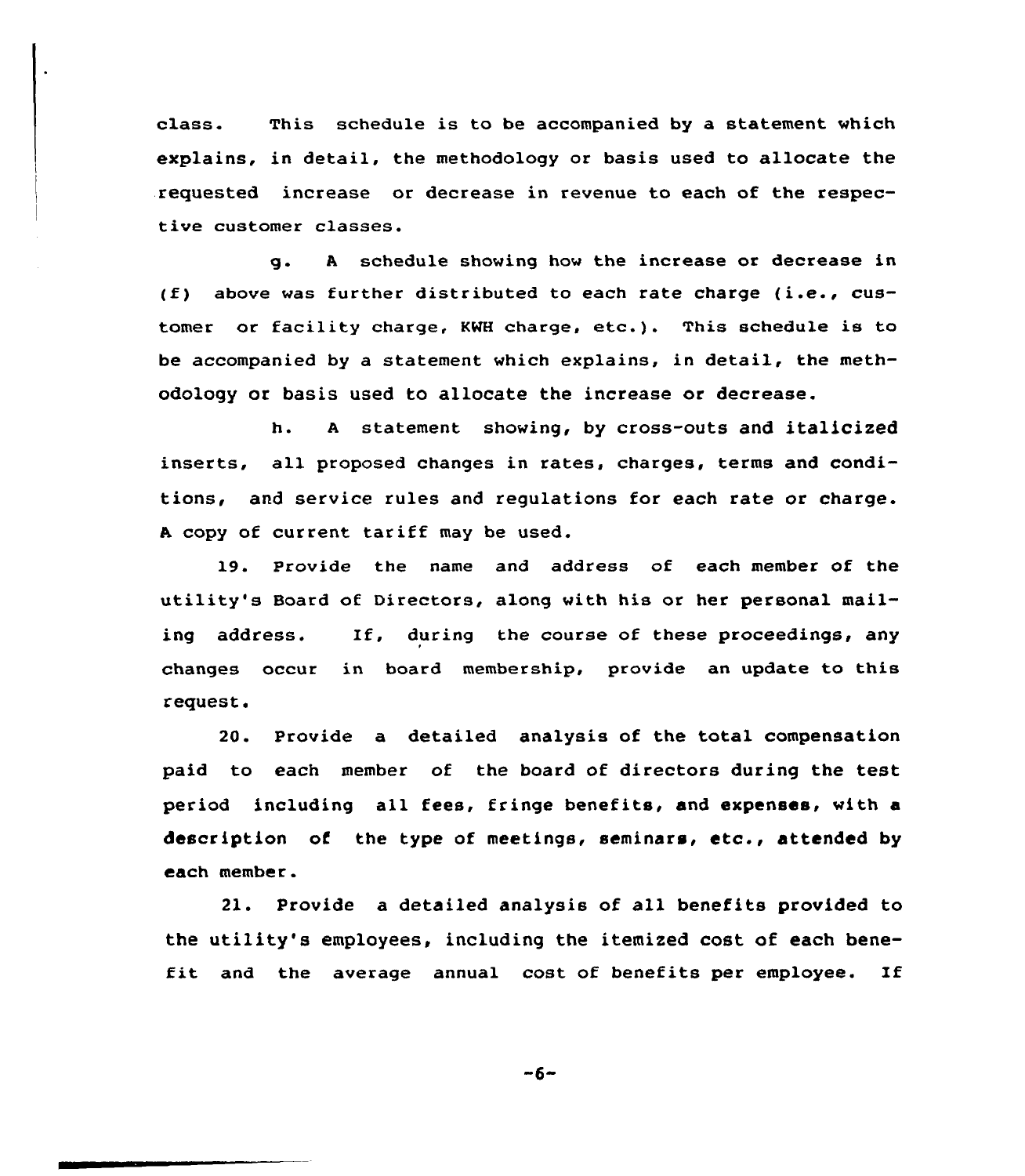class. This schedule is to be accompanied by a statement which explains, in detail, the methodology or basis used to allocate the requested increase or decrease in revenue to each of the respective customer classes.

g. A schedule showing how the increase or decrease in (f) above was further distributed to each rate charge (i.e., customer or facility charge, KWH charge, etc.). This schedule is to be accompanied by a statement which explains, in detail, the methodology or basis used to allocate the increase or decrease.

h. A statement showing, by cross-outs and italicized inserts, all proposed changes in rates, charges, terms and conditions, and service rules and regulations for each rate or charge. A copy of current tariff may be used.

19. Provide the name and address of each member of the utility's Board of Directors, along with his or her personal mailing address. If, during the course of these proceedings, any changes occur in board membership, provide an update to this request.

20. Provide a detailed analysis of the total compensation paid to each member of the board of directors during the test period including all fees, fringe benefits, and expenses, with a description of the type of meetings, seminars, etc., attended by each member.

21. Provide a detailed analysis of all benefits provided to the utility's employees, including the itemized cost of each benefit and the average annual cost of benefits per employee. If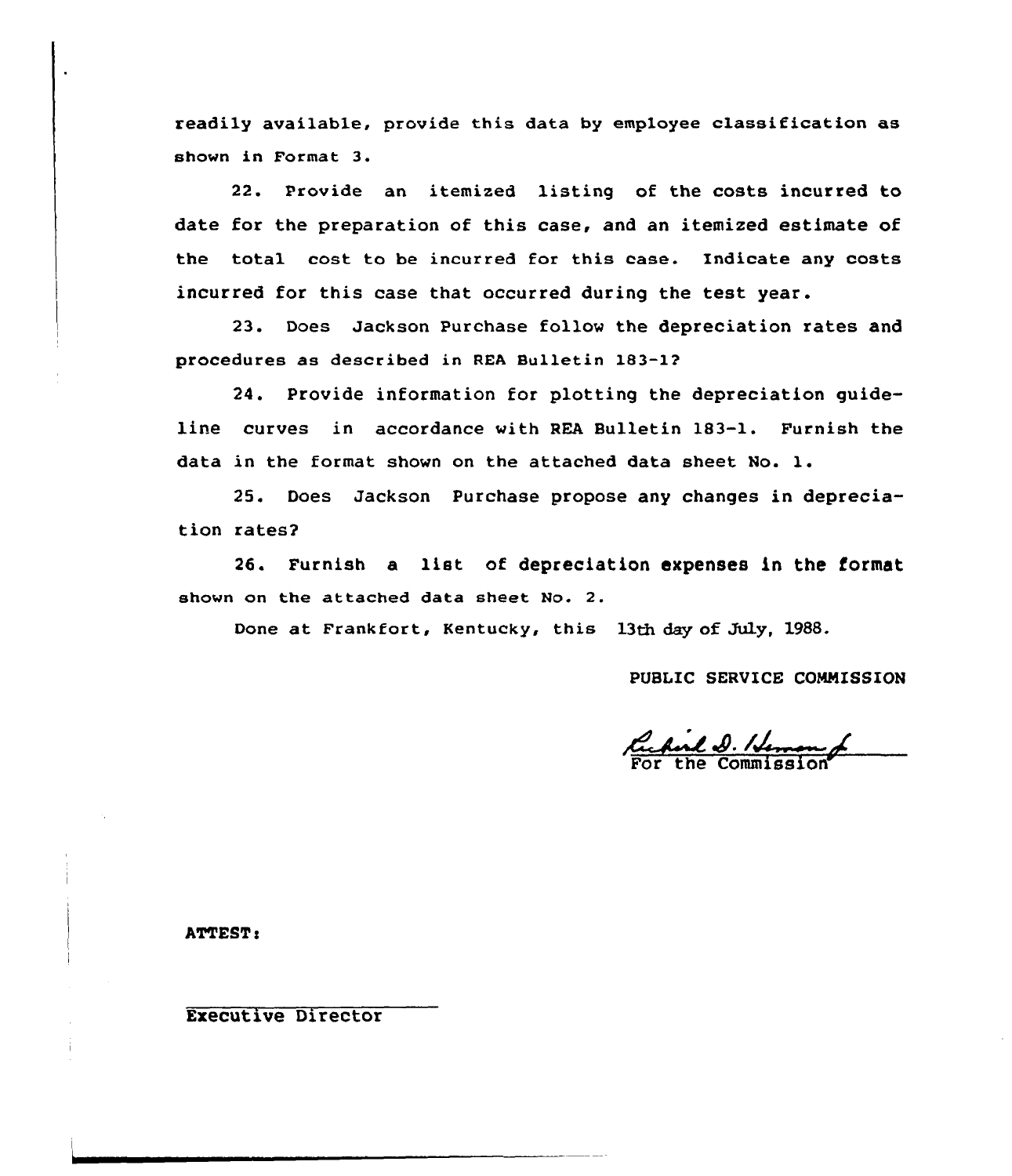readily available, provide this data by employee classification as shown in Format 3.

22. Provide an itemized listing of the costs incurred to date for the preparation of this case, and an itemized estimate of the total cost to be incurred for this case. Indicate any costs incurred for this case that occurred during the test year.

23. Does Jackson Purchase follow the depreciation rates and procedures as described in REA Bulletin 183-1?

24. Provide information for plotting the depreciation guideline curves in accordance with REA Bulletin 183-1. Furnish the data in the format shown on the attached data sheet No. 1.

25. Does Jackson Purchase propose any changes in depreciation rates?

26. Furnish a list of depreciation expenses in the format shown on the attached data sheet No. 2.

Done at Frankfort, Kentucky, this 13th day of July, 1988.

PUBLIC SERVICE COMMISSION

Richard D. Heman Jr.
For the Commission

ATTEST:

Executive Director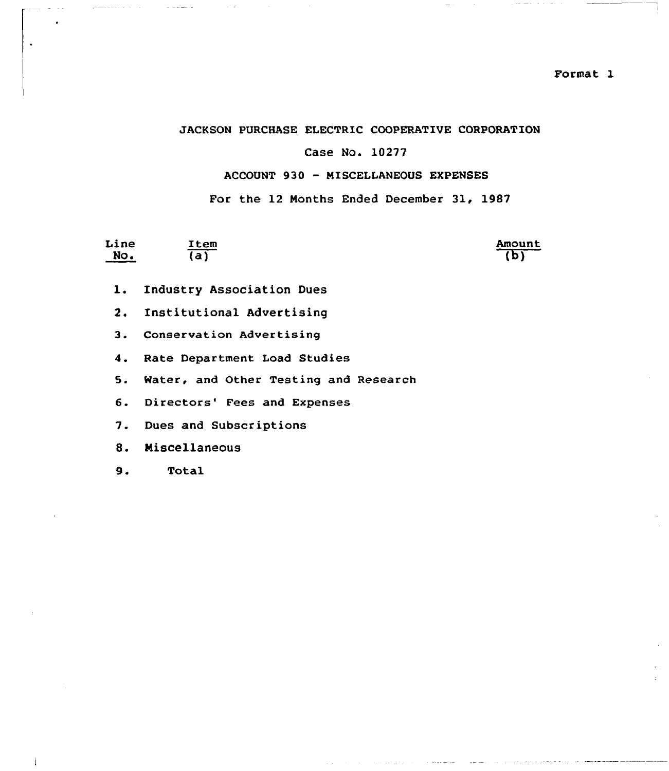Format 1

JACKSON PURCHASE ELECTRIC COOPERATIVE CORPORATION

Case No. 10277

ACCOUNT 930 - MISCELLANEOUS EXPENSES

For the 12 Months Ended December 31, 1987

| Line No. | Item (a) | Amount (b) |
|---|---|---|
| 1. | Industry Association Dues | |
| 2. | Institutional Advertising | |
| 3. | Conservation Advertising | |
| 4. | Rate Department Load Studies | |
| 5. | Water, and Other Testing and Research | |
| 6. | Directors' Fees and Expenses | |
| 7. | Dues and Subscriptions | |
| 8. | Miscellaneous | |
| 9. | Total | |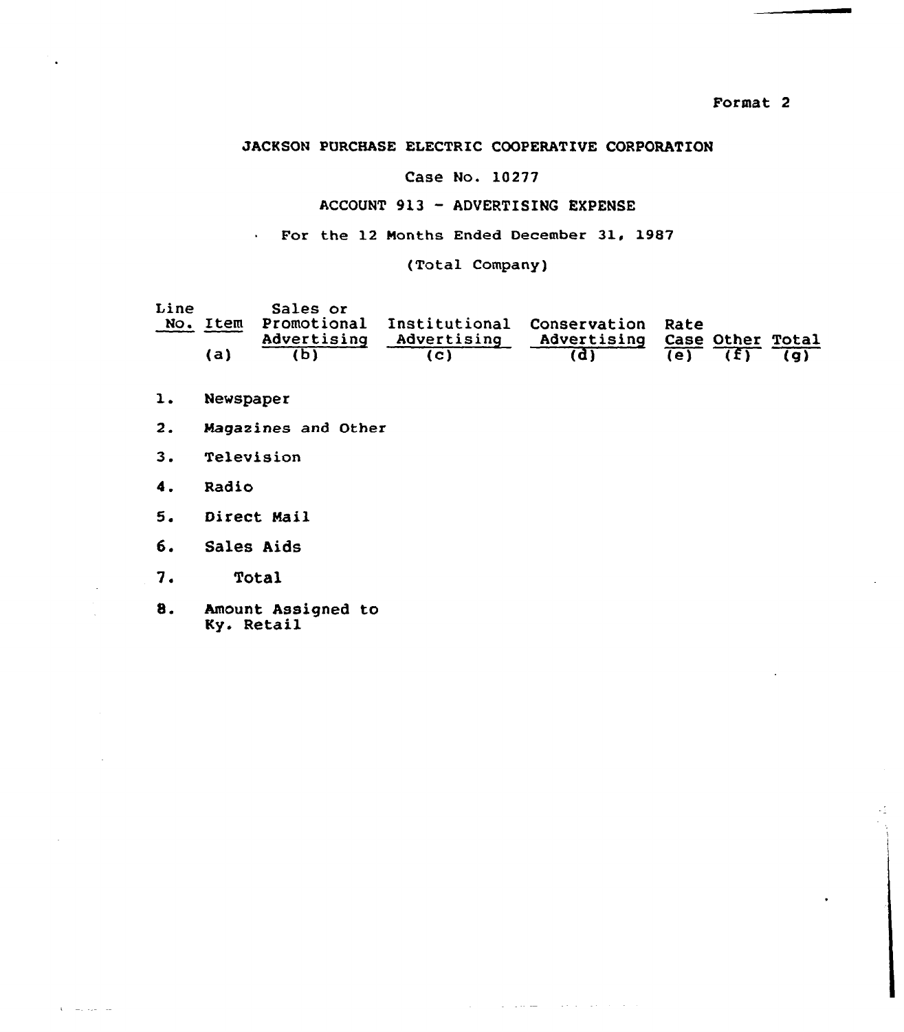Format 2

JACKSON PURCHASE ELECTRIC COOPERATIVE CORPORATION

Case No. 10277

ACCOUNT 913 - ADVERTISING EXPENSE

For the 12 Months Ended December 31, 1987

(Total Company)

| Line No. | Item (a) | Sales or Promotional Advertising (b) | Institutional Advertising (c) | Conservation Advertising (d) | Rate Case (e) | Other (f) | Total (g) |
|---|---|---|---|---|---|---|---|
| 1. | Newspaper | | | | | | |
| 2. | Magazines and Other | | | | | | |
| 3. | Television | | | | | | |
| 4. | Radio | | | | | | |
| 5. | Direct Mail | | | | | | |
| 6. | Sales Aids | | | | | | |
| 7. | Total | | | | | | |
| 8. | Amount Assigned to Ky. Retail | | | | | | |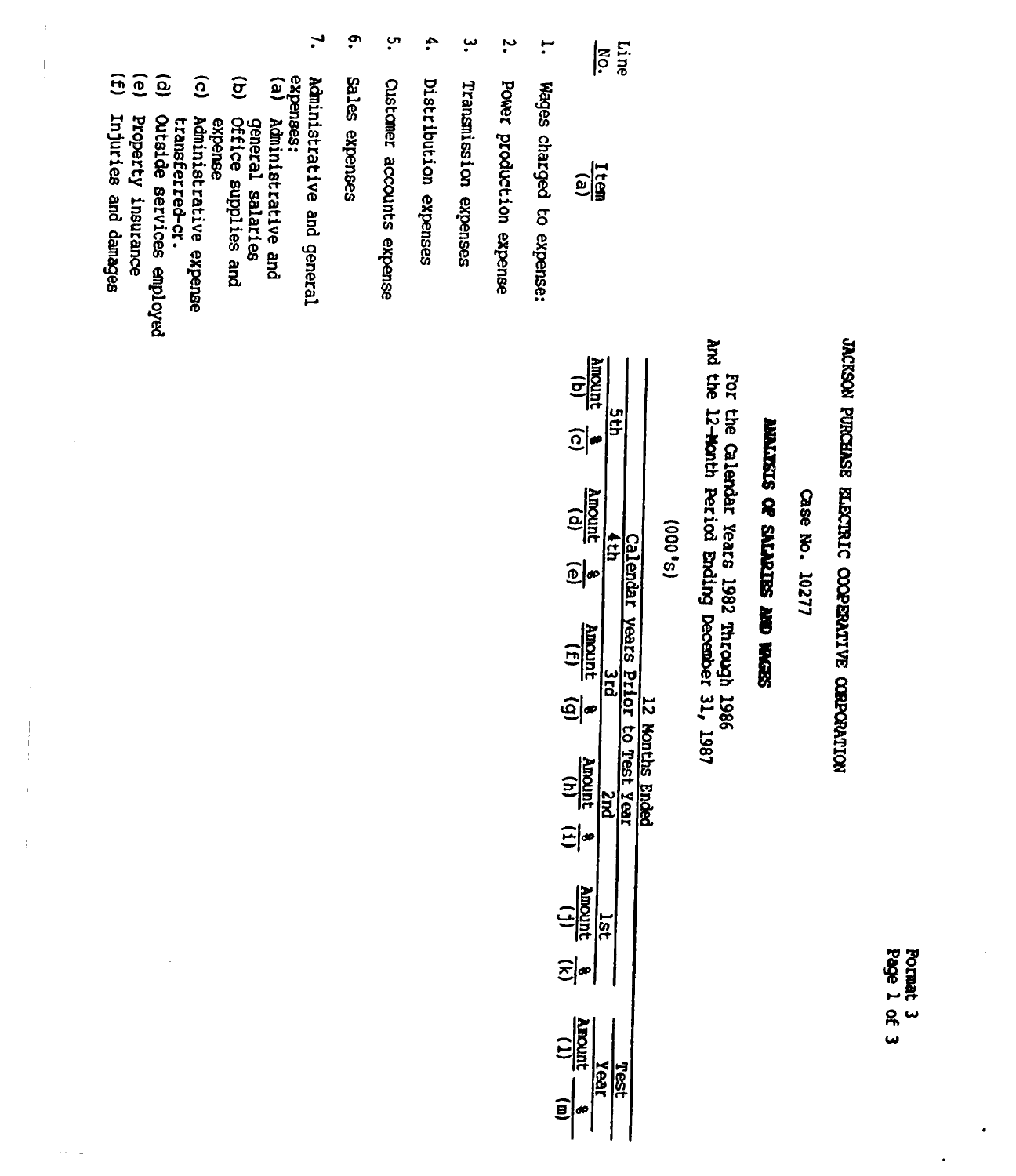Format 3
Page 1 of 3

# JACKSON PURCHASE ELECTRIC COOPERATIVE CORPORATION

## Case No. 10277

### ANALYSIS OF SALARIES AND WAGES

For the Calendar Years 1982 Through 1986
And the 12-Month Period Ending December 31, 1987

(000's)

| Line No. | Item (a) | 12 Months Ended | | | | | | | | | | Test Year | |
|---|---|---|---|---|---|---|---|---|---|---|---|---|---|
| | | Calendar Years Prior to Test Year | | | | | | | | | | | |
| | | 5th | | 4th | | 3rd | | 2nd | | 1st | | | |
| | | Amount (b) | % (c) | Amount (d) | % (e) | Amount (f) | % (g) | Amount (h) | % (i) | Amount (j) | % (k) | Amount (l) | % (m) |
| 1. | Wages charged to expense: | | | | | | | | | | | | |
| 2. | Power production expense | | | | | | | | | | | | |
| 3. | Transmission expenses | | | | | | | | | | | | |
| 4. | Distribution expenses | | | | | | | | | | | | |
| 5. | Customer accounts expense | | | | | | | | | | | | |
| 6. | Sales expenses | | | | | | | | | | | | |
| 7. | Administrative and general expenses: | | | | | | | | | | | | |
| | (a) Administrative and general salaries | | | | | | | | | | | | |
| | (b) Office supplies and expense | | | | | | | | | | | | |
| | (c) Administrative expense transferred-cr. | | | | | | | | | | | | |
| | (d) Outside services employed | | | | | | | | | | | | |
| | (e) Property insurance | | | | | | | | | | | | |
| | (f) Injuries and damages | | | | | | | | | | | | |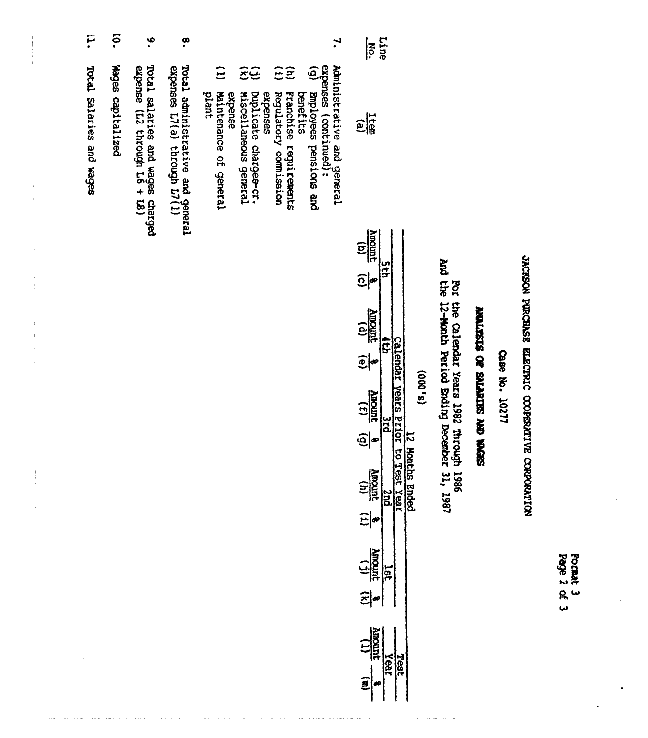Format 3
Page 2 of 3

# JACKSON PURCHASE ELECTRIC COOPERATIVE CORPORATION

## Case No. 10277

## ANALYSIS OF SALARIES AND WAGES

For the Calendar Years 1982 Through 1986
And the 12-Month Period Ending December 31, 1987

(000's)

| Line No. | Item (a) | Calendar Years Prior to Test Year | | | | | | | | | | 12 Months Ended | |
|---|---|---|---|---|---|---|---|---|---|---|---|---|---|
| | | 5th | | 4th | | 3rd | | 2nd | | 1st | | Test Year | |
| | | Amount (b) | % (c) | Amount (d) | % (e) | Amount (f) | % (g) | Amount (h) | % (i) | Amount (j) | % (k) | Amount (l) | % (m) |
| 7. | Administrative and general expenses (continued): | | | | | | | | | | | | |
| | (g) Employees pensions and benefits | | | | | | | | | | | | |
| | (h) Franchise requirements | | | | | | | | | | | | |
| | (i) Regulatory commission expenses | | | | | | | | | | | | |
| | (j) Duplicate charges-cr. | | | | | | | | | | | | |
| | (k) Miscellaneous general expense | | | | | | | | | | | | |
| | (l) Maintenance of general plant | | | | | | | | | | | | |
| 8. | Total administrative and general expenses L7(a) through L7(l) | | | | | | | | | | | | |
| 9. | Total salaries and wages charged expense (L2 through L6 + L8) | | | | | | | | | | | | |
| 10. | Wages capitalized | | | | | | | | | | | | |
| 11. | Total Salaries and wages | | | | | | | | | | | | |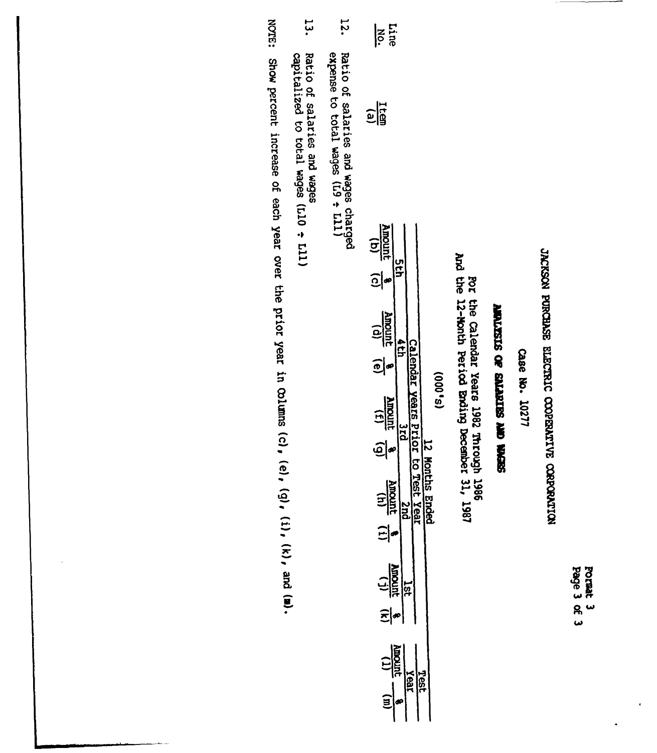Format 3
Page 3 of 3

# JACKSON PURCHASE ELECTRIC COOPERATIVE CORPORATION

Case No. 10277

## ANALYSIS OF SALARIES AND WAGES

For the Calendar Years 1982 Through 1986
And the 12-Month Period Ending December 31, 1987

(000's)

| | | 12 Months Ended | | | | | | | | | | | |
|---|---|---|---|---|---|---|---|---|---|---|---|---|---|
| | | Calendar Years Prior to Test Year | | | | | | | | | | Test Year | |
| | | 5th | | 4th | | 3rd | | 2nd | | 1st | | | |
| Line No. | Item (a) | Amount (b) | % (c) | Amount (d) | % (e) | Amount (f) | % (g) | Amount (h) | % (i) | Amount (j) | % (k) | Amount (l) | % (m) |
| 12. | Ratio of salaries and wages charged expense to total wages (L9 ÷ L11) | | | | | | | | | | | | |
| 13. | Ratio of salaries and wages capitalized to total wages (L10 ÷ L11) | | | | | | | | | | | | |

NOTE: Show percent increase of each year over the prior year in Columns (c), (e), (g), (i), (k), and (m).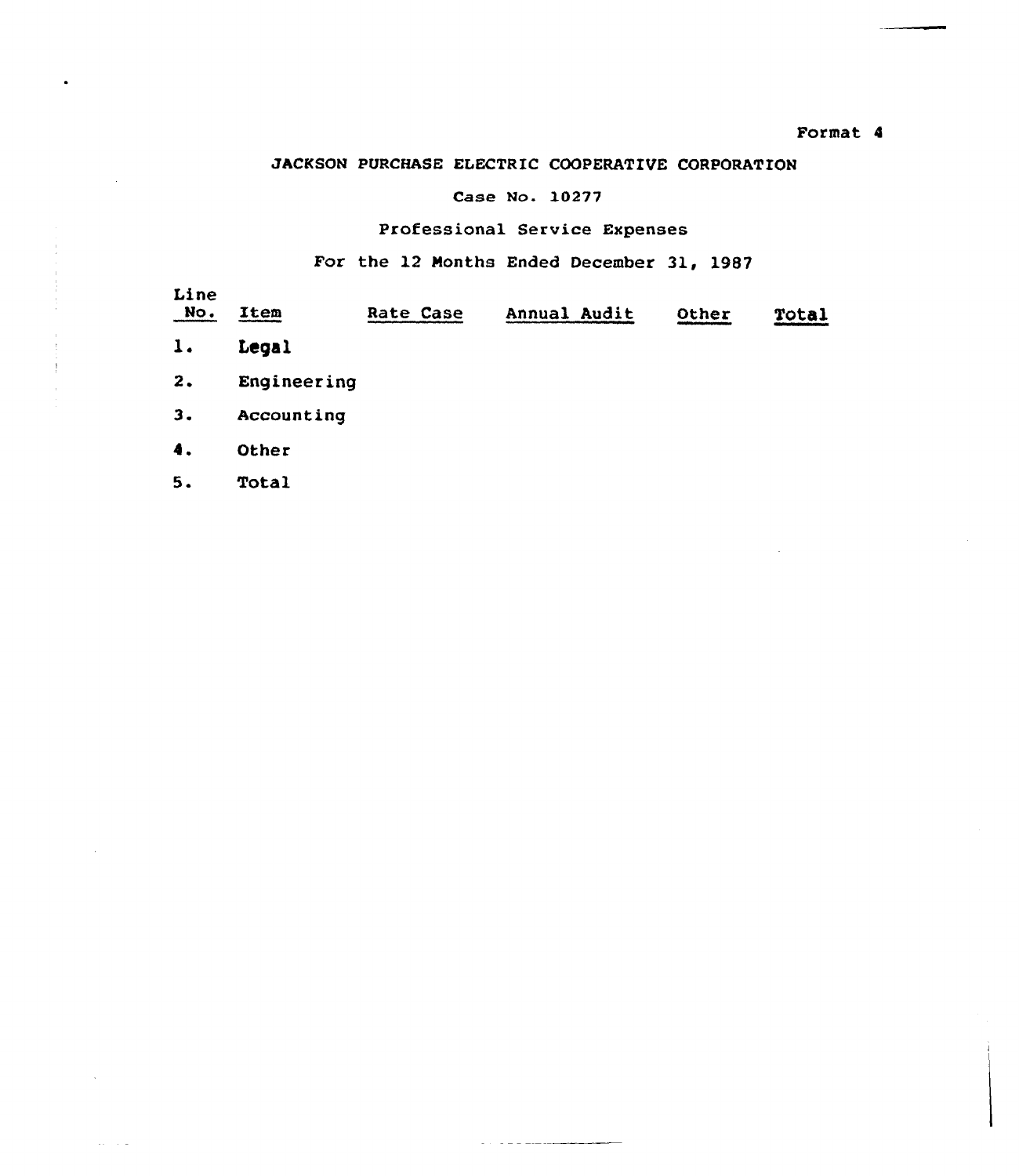Format 4

JACKSON PURCHASE ELECTRIC COOPERATIVE CORPORATION

Case No. 10277

Professional Service Expenses

For the 12 Months Ended December 31, 1987

| Line No. | Item | Rate Case | Annual Audit | Other | Total |
|---|---|---|---|---|---|
| 1. | Legal | | | | |
| 2. | Engineering | | | | |
| 3. | Accounting | | | | |
| 4. | Other | | | | |
| 5. | Total | | | | |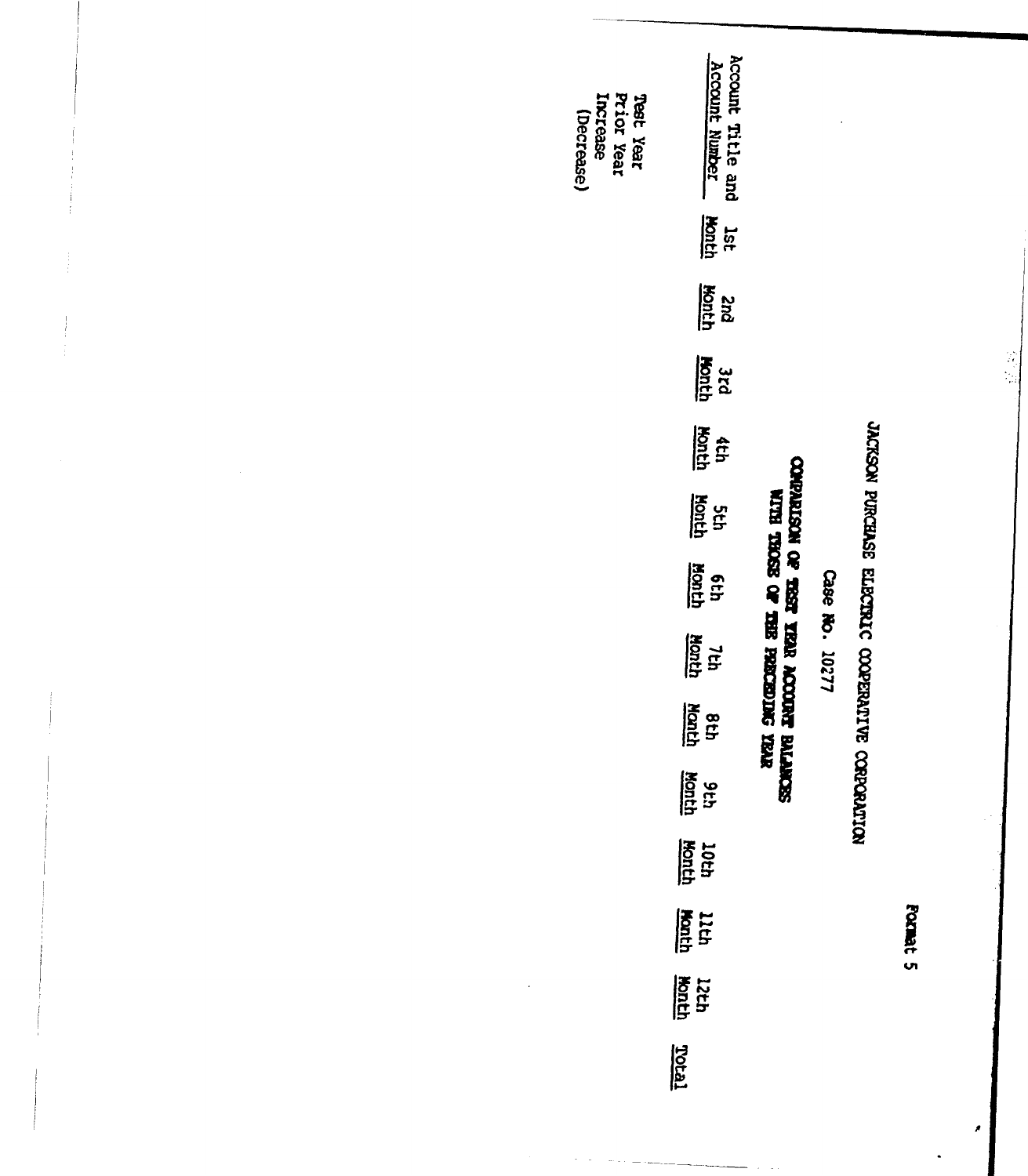Format 5

# JACKSON PURCHASE ELECTRIC COOPERATIVE CORPORATION

Case No. 10277

## COMPARISON OF TEST YEAR ACCOUNT BALANCES WITH THOSE OF THE PRECEDING YEAR

| Account Title and Account Number | 1st Month | 2nd Month | 3rd Month | 4th Month | 5th Month | 6th Month | 7th Month | 8th Month | 9th Month | 10th Month | 11th Month | 12th Month | Total |
|---|---|---|---|---|---|---|---|---|---|---|---|---|---|
| Test Year | | | | | | | | | | | | | |
| Prior Year | | | | | | | | | | | | | |
| Increase (Decrease) | | | | | | | | | | | | | |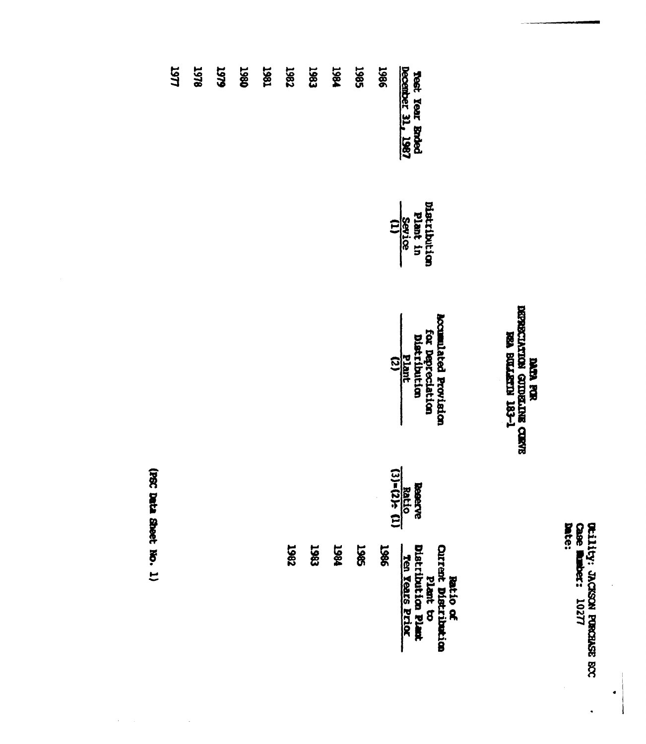Utility: JACKSON PURCHASE ECC
Case Number: 10277
Date:

# DATA FOR DEPRECIATION GUIDELINE CURVE REA BULLETIN 183-1

| Test Year Ended December 31, 1987 | Distribution Plant in Sevice (1) | Accumulated Provision for Depreciation Distribution Plant (2) | Reserve Ratio (3)=(2)÷(1) | Ratio of Current Distribution Plant to Distribution Plant Ten Years Prior |
|---|---|---|---|---|
| 1986 | | | | 1986 |
| 1985 | | | | 1985 |
| 1984 | | | | 1984 |
| 1983 | | | | 1983 |
| 1982 | | | | 1982 |
| 1981 | | | | |
| 1980 | | | | |
| 1979 | | | | |
| 1978 | | | | |
| 1977 | | | | |

(PSC Data Sheet No. 1)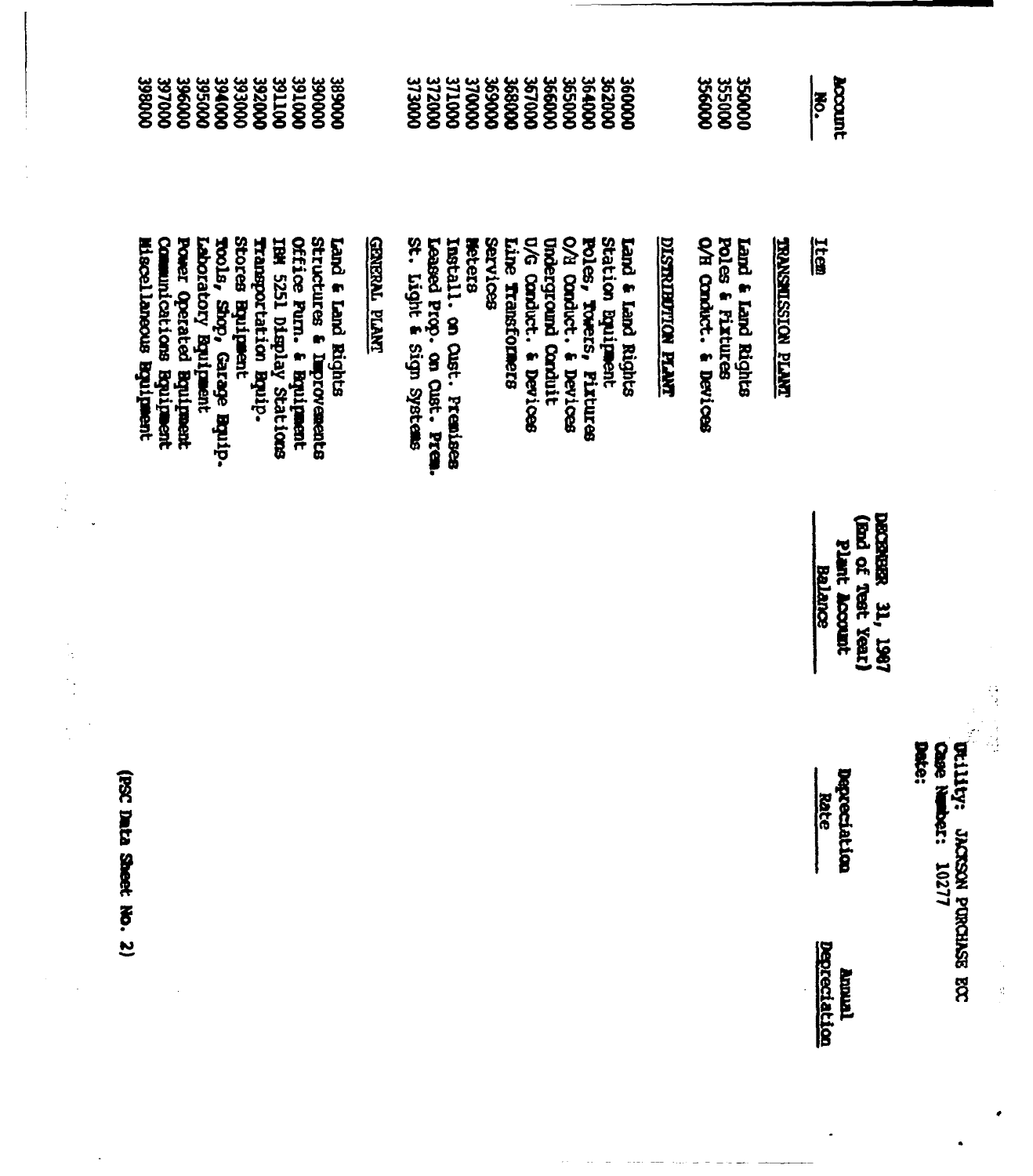Utility: JACKSON PURCHASE ECC
Case Number: 10277
Date:

| Account No. | Item | DECEMBER 31, 1987 (End of Test Year) Plant Account Balance | Depreciation Rate | Annual Depreciation |
|---|---|---|---|---|
| | TRANSMISSION PLANT | | | |
| 350000 | Land & Land Rights | | | |
| 355000 | Poles & Fixtures | | | |
| 356000 | O/H Conduct. & Devices | | | |
| | DISTRIBUTION PLANT | | | |
| 360000 | Land & Land Rights | | | |
| 362000 | Station Equipment | | | |
| 364000 | Poles, Towers, Fixtures | | | |
| 365000 | O/H Conduct. & Devices | | | |
| 366000 | Underground Conduit | | | |
| 367000 | U/G Conduct. & Devices | | | |
| 368000 | Line Transformers | | | |
| 369000 | Services | | | |
| 370000 | Meters | | | |
| 371000 | Install. on Cust. Premises | | | |
| 372000 | Leased Prop. on Cust. Prem. | | | |
| 373000 | St. Light & Sign Systems | | | |
| | GENERAL PLANT | | | |
| 389000 | Land & Land Rights | | | |
| 390000 | Structures & Improvements | | | |
| 391000 | Office Furn. & Equipment | | | |
| 391100 | IBM 5251 Display Stations | | | |
| 392000 | Transportation Equip. | | | |
| 393000 | Stores Equipment | | | |
| 394000 | Tools, Shop, Garage Equip. | | | |
| 395000 | Laboratory Equipment | | | |
| 396000 | Power Operated Equipment | | | |
| 397000 | Communications Equipment | | | |
| 398000 | Miscellaneous Equipment | | | |

(PSC Data Sheet No. 2)